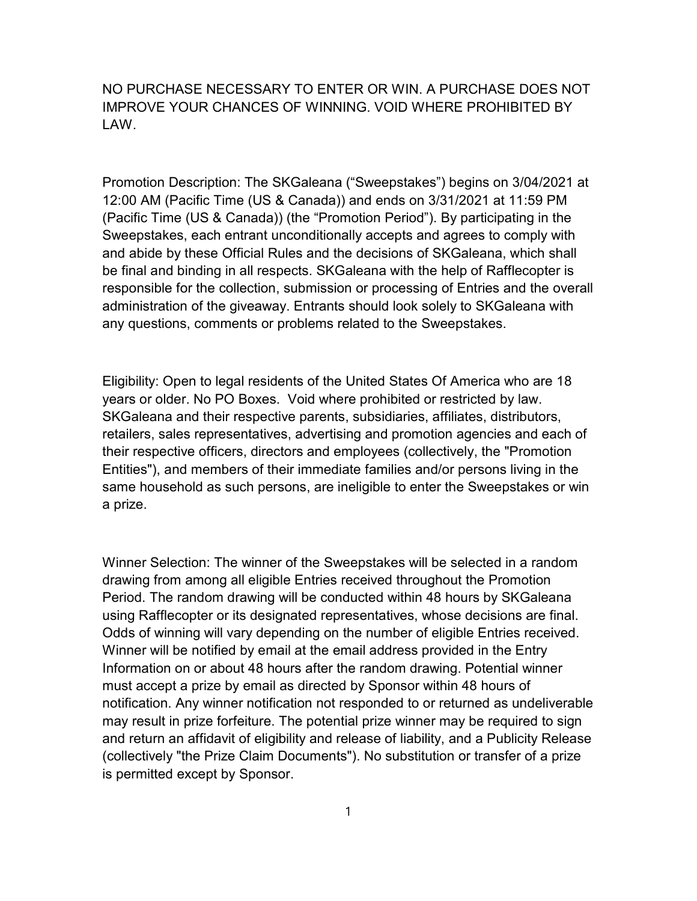NO PURCHASE NECESSARY TO ENTER OR WIN. A PURCHASE DOES NOT IMPROVE YOUR CHANCES OF WINNING. VOID WHERE PROHIBITED BY LAW.

Promotion Description: The SKGaleana ("Sweepstakes") begins on 3/04/2021 at 12:00 AM (Pacific Time (US & Canada)) and ends on 3/31/2021 at 11:59 PM (Pacific Time (US & Canada)) (the "Promotion Period"). By participating in the Sweepstakes, each entrant unconditionally accepts and agrees to comply with and abide by these Official Rules and the decisions of SKGaleana, which shall be final and binding in all respects. SKGaleana with the help of Rafflecopter is responsible for the collection, submission or processing of Entries and the overall administration of the giveaway. Entrants should look solely to SKGaleana with any questions, comments or problems related to the Sweepstakes.

Eligibility: Open to legal residents of the United States Of America who are 18 years or older. No PO Boxes. Void where prohibited or restricted by law. SKGaleana and their respective parents, subsidiaries, affiliates, distributors, retailers, sales representatives, advertising and promotion agencies and each of their respective officers, directors and employees (collectively, the "Promotion Entities"), and members of their immediate families and/or persons living in the same household as such persons, are ineligible to enter the Sweepstakes or win a prize.

Winner Selection: The winner of the Sweepstakes will be selected in a random drawing from among all eligible Entries received throughout the Promotion Period. The random drawing will be conducted within 48 hours by SKGaleana using Rafflecopter or its designated representatives, whose decisions are final. Odds of winning will vary depending on the number of eligible Entries received. Winner will be notified by email at the email address provided in the Entry Information on or about 48 hours after the random drawing. Potential winner must accept a prize by email as directed by Sponsor within 48 hours of notification. Any winner notification not responded to or returned as undeliverable may result in prize forfeiture. The potential prize winner may be required to sign and return an affidavit of eligibility and release of liability, and a Publicity Release (collectively "the Prize Claim Documents"). No substitution or transfer of a prize is permitted except by Sponsor.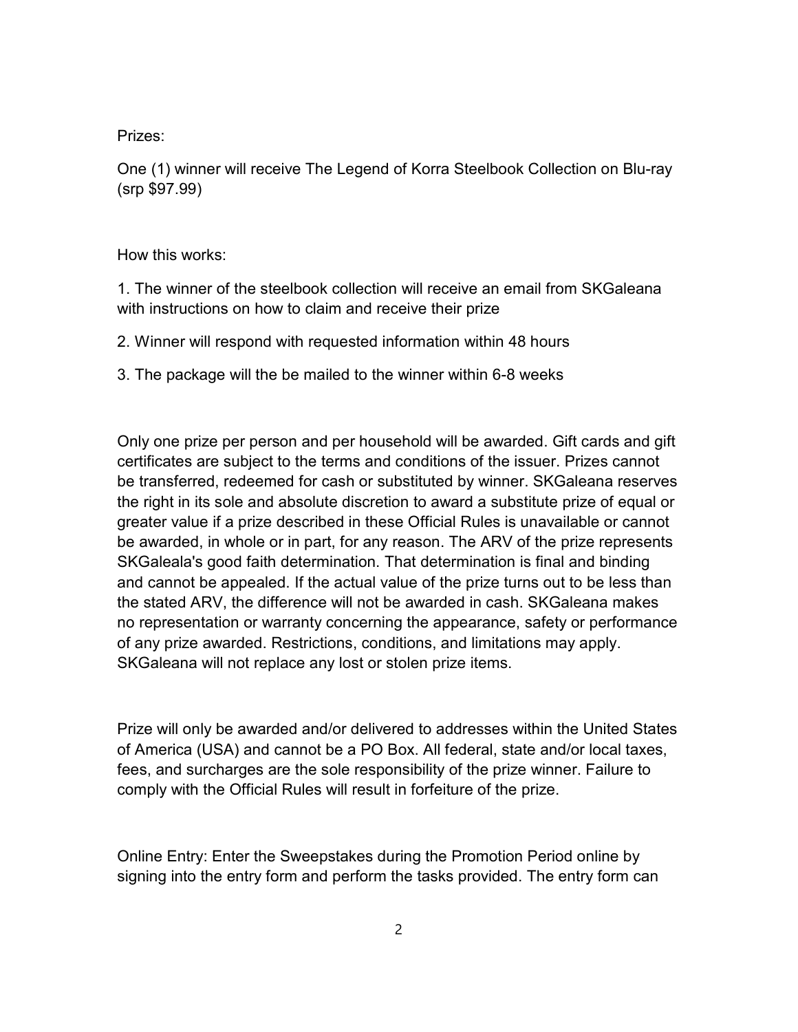Prizes:

One (1) winner will receive The Legend of Korra Steelbook Collection on Blu-ray (srp $97.99)

How this works:

1. The winner of the steelbook collection will receive an email from SKGaleana with instructions on how to claim and receive their prize
2. Winner will respond with requested information within 48 hours
3. The package will the be mailed to the winner within 6-8 weeks

Only one prize per person and per household will be awarded. Gift cards and gift certificates are subject to the terms and conditions of the issuer. Prizes cannot be transferred, redeemed for cash or substituted by winner. SKGaleana reserves the right in its sole and absolute discretion to award a substitute prize of equal or greater value if a prize described in these Official Rules is unavailable or cannot be awarded, in whole or in part, for any reason. The ARV of the prize represents SKGaleala's good faith determination. That determination is final and binding and cannot be appealed. If the actual value of the prize turns out to be less than the stated ARV, the difference will not be awarded in cash. SKGaleana makes no representation or warranty concerning the appearance, safety or performance of any prize awarded. Restrictions, conditions, and limitations may apply. SKGaleana will not replace any lost or stolen prize items.

Prize will only be awarded and/or delivered to addresses within the United States of America (USA) and cannot be a PO Box. All federal, state and/or local taxes, fees, and surcharges are the sole responsibility of the prize winner. Failure to comply with the Official Rules will result in forfeiture of the prize.

Online Entry: Enter the Sweepstakes during the Promotion Period online by signing into the entry form and perform the tasks provided. The entry form can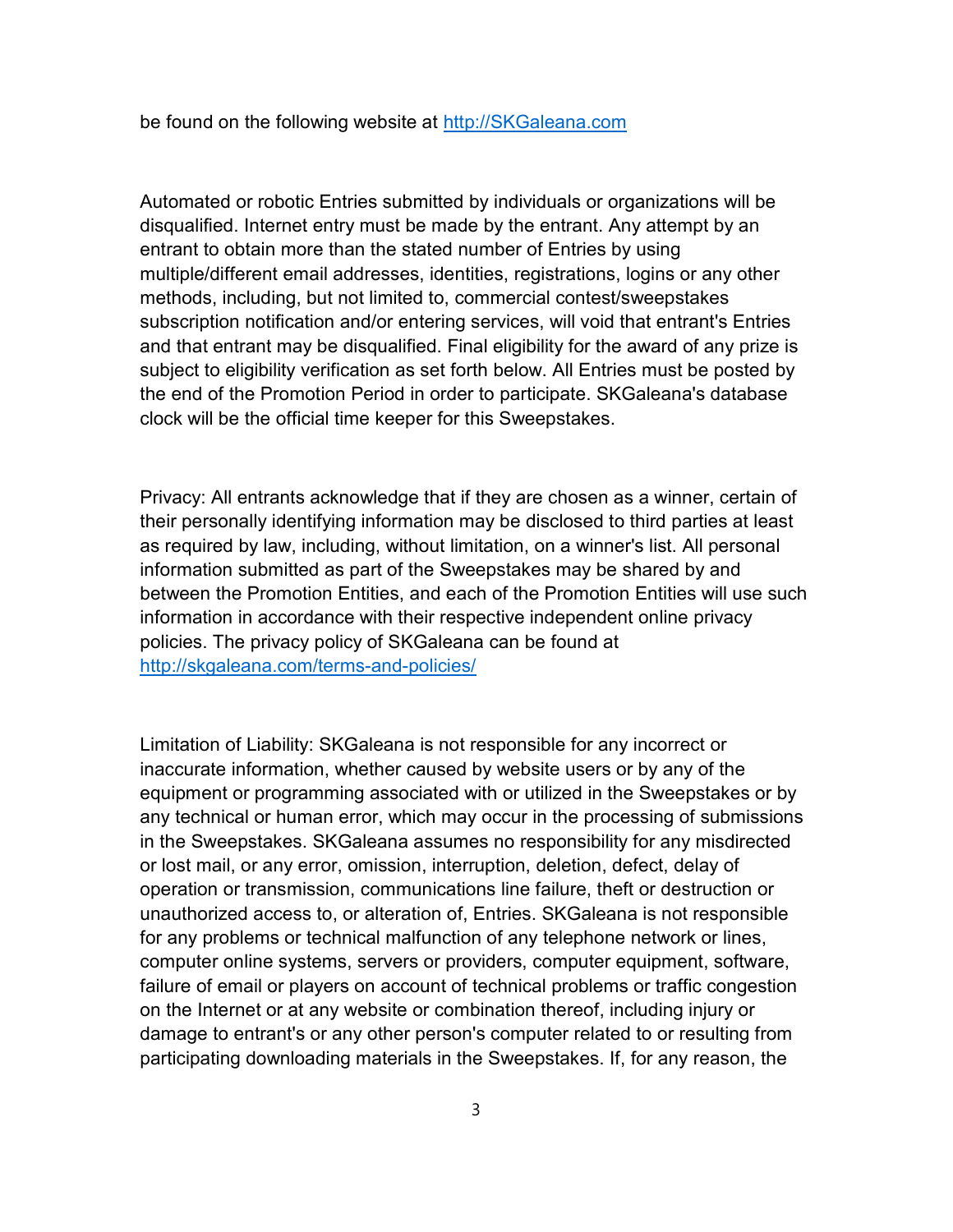be found on the following website at [http://SKGaleana.com](http://SKGaleana.com)

Automated or robotic Entries submitted by individuals or organizations will be disqualified. Internet entry must be made by the entrant. Any attempt by an entrant to obtain more than the stated number of Entries by using multiple/different email addresses, identities, registrations, logins or any other methods, including, but not limited to, commercial contest/sweepstakes subscription notification and/or entering services, will void that entrant's Entries and that entrant may be disqualified. Final eligibility for the award of any prize is subject to eligibility verification as set forth below. All Entries must be posted by the end of the Promotion Period in order to participate. SKGaleana's database clock will be the official time keeper for this Sweepstakes.

Privacy: All entrants acknowledge that if they are chosen as a winner, certain of their personally identifying information may be disclosed to third parties at least as required by law, including, without limitation, on a winner's list. All personal information submitted as part of the Sweepstakes may be shared by and between the Promotion Entities, and each of the Promotion Entities will use such information in accordance with their respective independent online privacy policies. The privacy policy of SKGaleana can be found at [http://skgaleana.com/terms-and-policies/](http://skgaleana.com/terms-and-policies/)

Limitation of Liability: SKGaleana is not responsible for any incorrect or inaccurate information, whether caused by website users or by any of the equipment or programming associated with or utilized in the Sweepstakes or by any technical or human error, which may occur in the processing of submissions in the Sweepstakes. SKGaleana assumes no responsibility for any misdirected or lost mail, or any error, omission, interruption, deletion, defect, delay of operation or transmission, communications line failure, theft or destruction or unauthorized access to, or alteration of, Entries. SKGaleana is not responsible for any problems or technical malfunction of any telephone network or lines, computer online systems, servers or providers, computer equipment, software, failure of email or players on account of technical problems or traffic congestion on the Internet or at any website or combination thereof, including injury or damage to entrant's or any other person's computer related to or resulting from participating downloading materials in the Sweepstakes. If, for any reason, the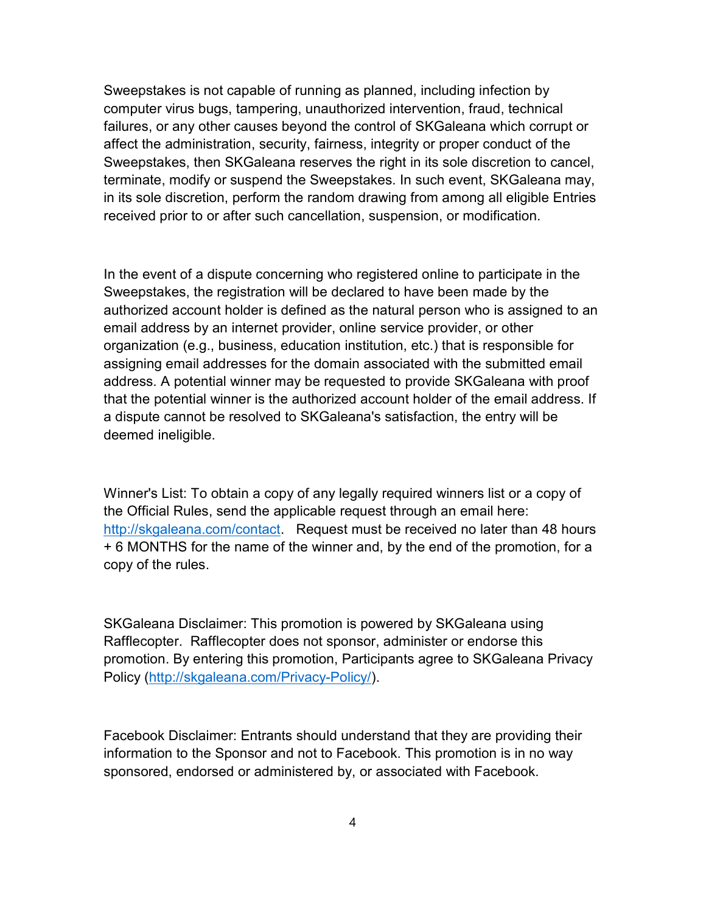Sweepstakes is not capable of running as planned, including infection by computer virus bugs, tampering, unauthorized intervention, fraud, technical failures, or any other causes beyond the control of SKGaleana which corrupt or affect the administration, security, fairness, integrity or proper conduct of the Sweepstakes, then SKGaleana reserves the right in its sole discretion to cancel, terminate, modify or suspend the Sweepstakes. In such event, SKGaleana may, in its sole discretion, perform the random drawing from among all eligible Entries received prior to or after such cancellation, suspension, or modification.

In the event of a dispute concerning who registered online to participate in the Sweepstakes, the registration will be declared to have been made by the authorized account holder is defined as the natural person who is assigned to an email address by an internet provider, online service provider, or other organization (e.g., business, education institution, etc.) that is responsible for assigning email addresses for the domain associated with the submitted email address. A potential winner may be requested to provide SKGaleana with proof that the potential winner is the authorized account holder of the email address. If a dispute cannot be resolved to SKGaleana's satisfaction, the entry will be deemed ineligible.

Winner's List: To obtain a copy of any legally required winners list or a copy of the Official Rules, send the applicable request through an email here: [http://skgaleana.com/contact](http://skgaleana.com/contact). Request must be received no later than 48 hours + 6 MONTHS for the name of the winner and, by the end of the promotion, for a copy of the rules.

SKGaleana Disclaimer: This promotion is powered by SKGaleana using Rafflecopter. Rafflecopter does not sponsor, administer or endorse this promotion. By entering this promotion, Participants agree to SKGaleana Privacy Policy ([http://skgaleana.com/Privacy-Policy/](http://skgaleana.com/Privacy-Policy/)).

Facebook Disclaimer: Entrants should understand that they are providing their information to the Sponsor and not to Facebook. This promotion is in no way sponsored, endorsed or administered by, or associated with Facebook.